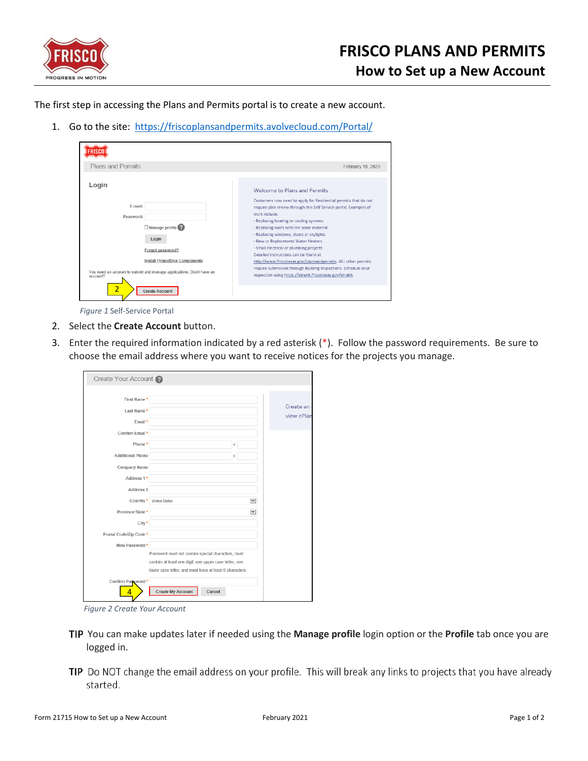# FRISCO PLANS AND PERMITS

## How to Set up a New Account

The first step in accessing the Plans and Permits portal is to create a new account.

1. Go to the site: https://friscoplansandpermits.avolvecloud.com/Portal/

*Figure 1* Self-Service Portal

2. Select the **Create Account** button.
3. Enter the required information indicated by a red asterisk (*). Follow the password requirements. Be sure to choose the email address where you want to receive notices for the projects you manage.

*Figure 2 Create Your Account*

**TIP** You can make updates later if needed using the **Manage profile** login option or the **Profile** tab once you are logged in.

**TIP** Do NOT change the email address on your profile. This will break any links to projects that you have already started.

Form 21715 How to Set up a New Account — February 2021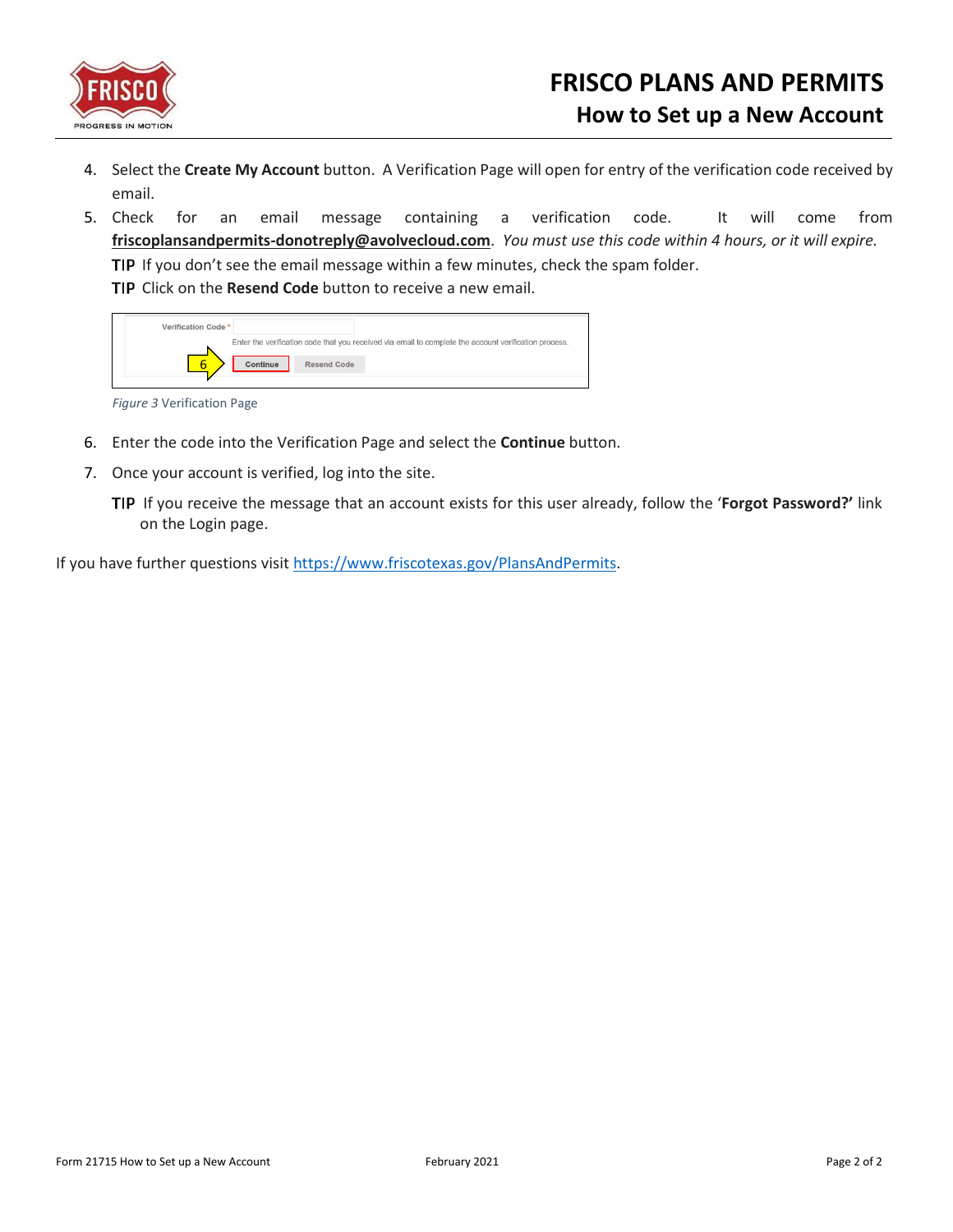4. Select the **Create My Account** button. A Verification Page will open for entry of the verification code received by email.
5. Check for an email message containing a verification code. It will come from **friscoplansandpermits-donotreply@avolvecloud.com**. *You must use this code within 4 hours, or it will expire.*

   **TIP** If you don't see the email message within a few minutes, check the spam folder.

   **TIP** Click on the **Resend Code** button to receive a new email.

*Figure 3* Verification Page

6. Enter the code into the Verification Page and select the **Continue** button.
7. Once your account is verified, log into the site.

   **TIP** If you receive the message that an account exists for this user already, follow the '**Forgot Password?'** link on the Login page.

If you have further questions visit https://www.friscotexas.gov/PlansAndPermits.